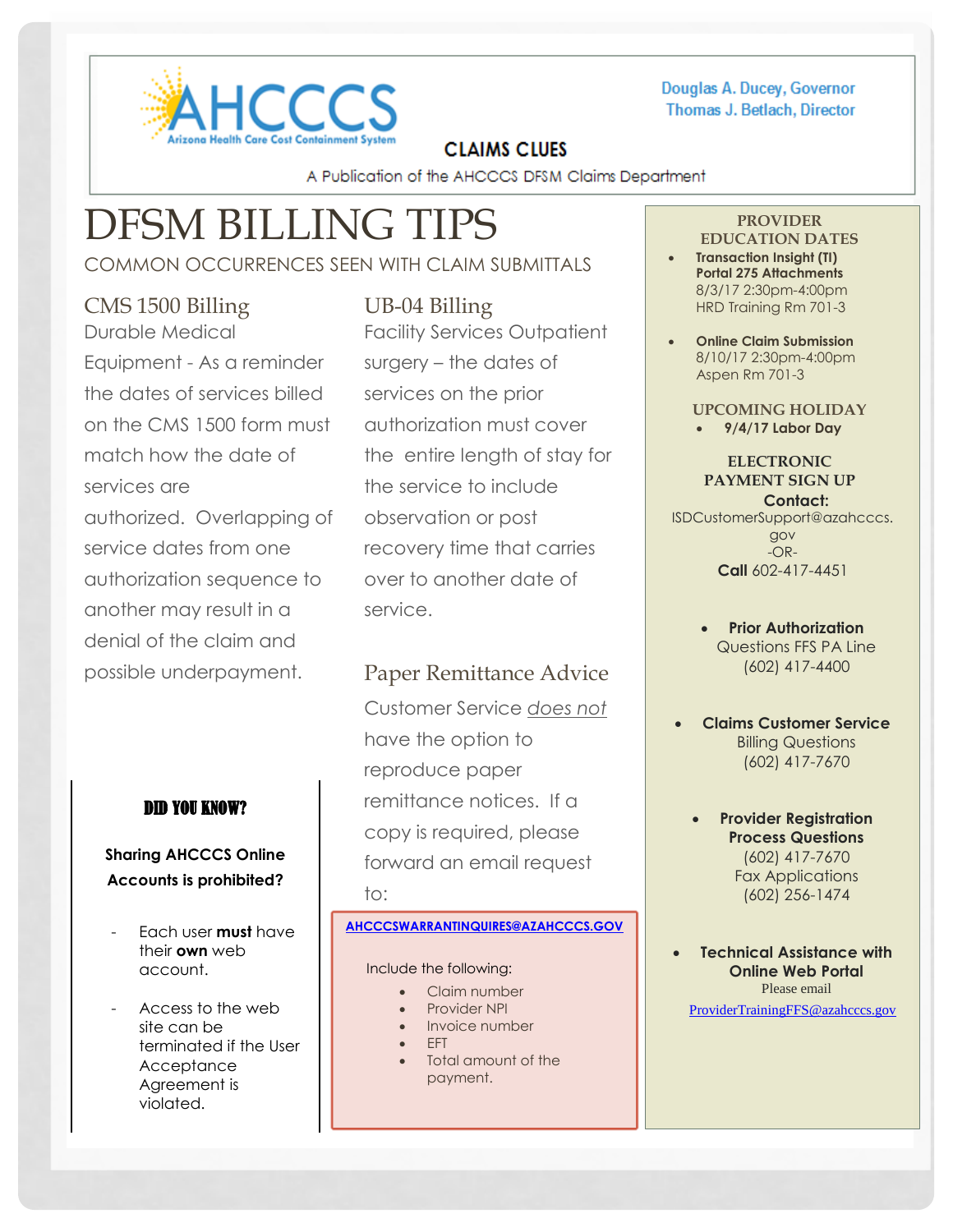AHCCCS
Arizona Health Care Cost Containment System

Douglas A. Ducey, Governor
Thomas J. Betlach, Director

**CLAIMS CLUES**

A Publication of the AHCCCS DFSM Claims Department

# DFSM BILLING TIPS

COMMON OCCURRENCES SEEN WITH CLAIM SUBMITTALS

## CMS 1500 Billing

Durable Medical Equipment - As a reminder the dates of services billed on the CMS 1500 form must match how the date of services are authorized. Overlapping of service dates from one authorization sequence to another may result in a denial of the claim and possible underpayment.

## UB-04 Billing

Facility Services Outpatient surgery – the dates of services on the prior authorization must cover the entire length of stay for the service to include observation or post recovery time that carries over to another date of service.

## Paper Remittance Advice

Customer Service *does not* have the option to reproduce paper remittance notices. If a copy is required, please forward an email request to:

**AHCCCSWARRANTINQUIRES@AZAHCCCS.GOV**

Include the following:

- Claim number
- Provider NPI
- Invoice number
- EFT
- Total amount of the payment.

### DID YOU KNOW?

**Sharing AHCCCS Online Accounts is prohibited?**

- Each user **must** have their **own** web account.
- Access to the web site can be terminated if the User Acceptance Agreement is violated.

### PROVIDER EDUCATION DATES

- **Transaction Insight (TI) Portal 275 Attachments**
  8/3/17 2:30pm-4:00pm
  HRD Training Rm 701-3
- **Online Claim Submission**
  8/10/17 2:30pm-4:00pm
  Aspen Rm 701-3

### UPCOMING HOLIDAY

- **9/4/17 Labor Day**

### ELECTRONIC PAYMENT SIGN UP

**Contact:**
ISDCustomerSupport@azahcccs.gov
-OR-
**Call** 602-417-4451

- **Prior Authorization**
  Questions FFS PA Line
  (602) 417-4400
- **Claims Customer Service**
  Billing Questions
  (602) 417-7670
- **Provider Registration Process Questions**
  (602) 417-7670
  Fax Applications
  (602) 256-1474
- **Technical Assistance with Online Web Portal**
  Please email
  ProviderTrainingFFS@azahcccs.gov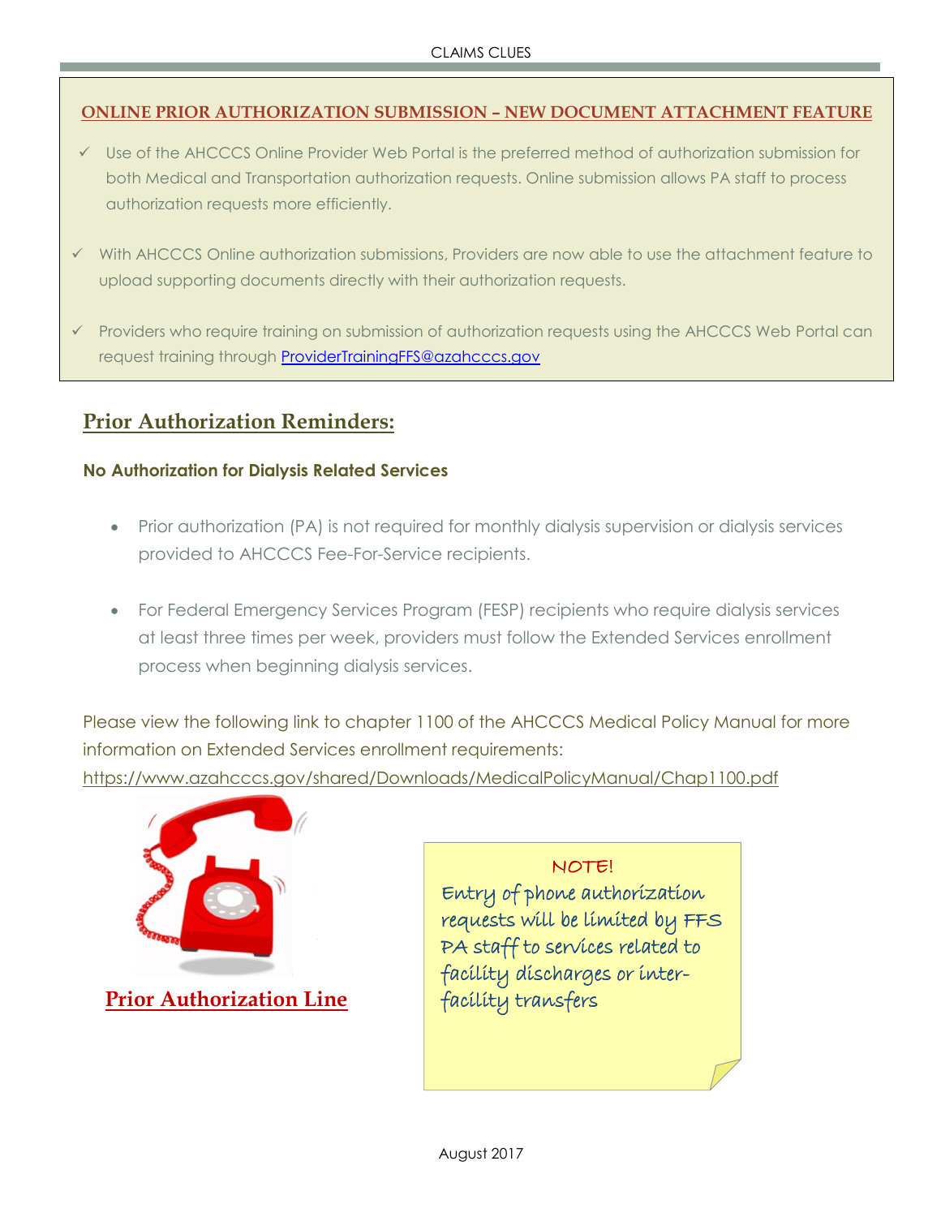## ONLINE PRIOR AUTHORIZATION SUBMISSION – NEW DOCUMENT ATTACHMENT FEATURE

- ✓ Use of the AHCCCS Online Provider Web Portal is the preferred method of authorization submission for both Medical and Transportation authorization requests. Online submission allows PA staff to process authorization requests more efficiently.
- ✓ With AHCCCS Online authorization submissions, Providers are now able to use the attachment feature to upload supporting documents directly with their authorization requests.
- ✓ Providers who require training on submission of authorization requests using the AHCCCS Web Portal can request training through ProviderTrainingFFS@azahcccs.gov

## Prior Authorization Reminders:

### No Authorization for Dialysis Related Services

- Prior authorization (PA) is not required for monthly dialysis supervision or dialysis services provided to AHCCCS Fee-For-Service recipients.
- For Federal Emergency Services Program (FESP) recipients who require dialysis services at least three times per week, providers must follow the Extended Services enrollment process when beginning dialysis services.

Please view the following link to chapter 1100 of the AHCCCS Medical Policy Manual for more information on Extended Services enrollment requirements:
https://www.azahcccs.gov/shared/Downloads/MedicalPolicyManual/Chap1100.pdf

**Prior Authorization Line**

NOTE!
Entry of phone authorization requests will be limited by FFS PA staff to services related to facility discharges or inter-facility transfers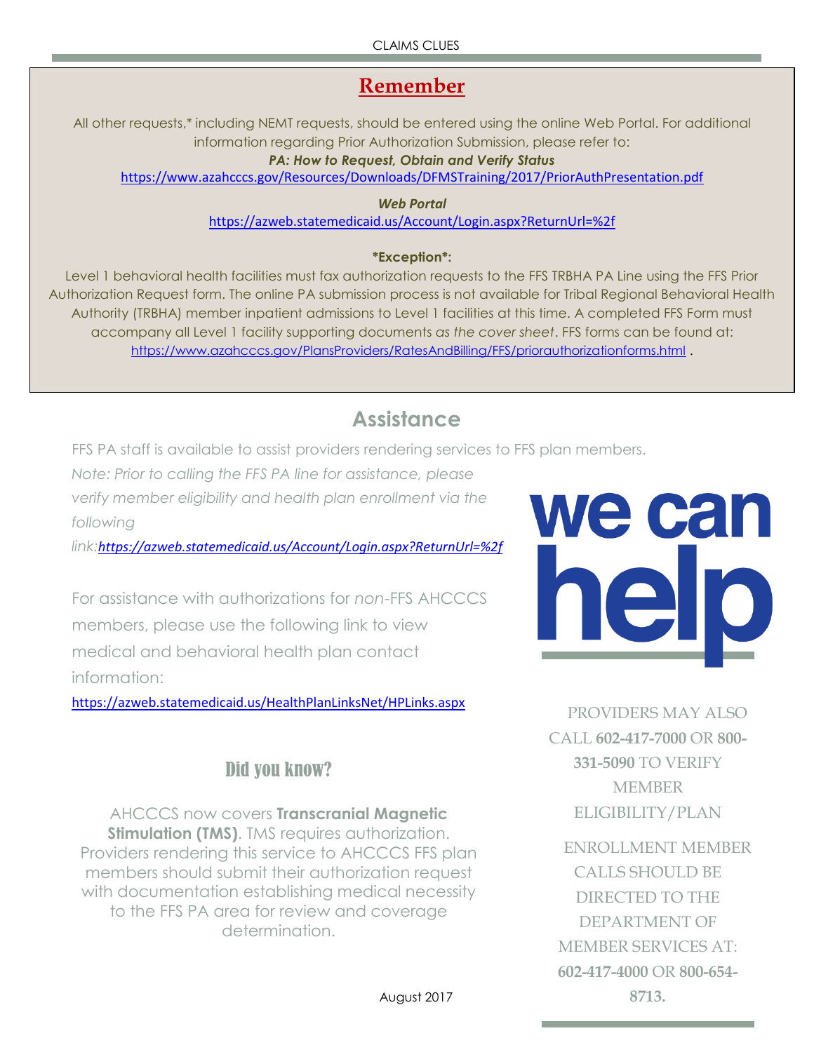## Remember

All other requests,* including NEMT requests, should be entered using the online Web Portal. For additional information regarding Prior Authorization Submission, please refer to:

***PA: How to Request, Obtain and Verify Status***

https://www.azahcccs.gov/Resources/Downloads/DFMSTraining/2017/PriorAuthPresentation.pdf

***Web Portal***

https://azweb.statemedicaid.us/Account/Login.aspx?ReturnUrl=%2f

**\*Exception\*:**

Level 1 behavioral health facilities must fax authorization requests to the FFS TRBHA PA Line using the FFS Prior Authorization Request form. The online PA submission process is not available for Tribal Regional Behavioral Health Authority (TRBHA) member inpatient admissions to Level 1 facilities at this time. A completed FFS Form must accompany all Level 1 facility supporting documents *as the cover sheet*. FFS forms can be found at: https://www.azahcccs.gov/PlansProviders/RatesAndBilling/FFS/priorauthorizationforms.html .

## Assistance

FFS PA staff is available to assist providers rendering services to FFS plan members.

*Note: Prior to calling the FFS PA line for assistance, please verify member eligibility and health plan enrollment via the following link:* ***https://azweb.statemedicaid.us/Account/Login.aspx?ReturnUrl=%2f***

For assistance with authorizations for *non*-FFS AHCCCS members, please use the following link to view medical and behavioral health plan contact information:

https://azweb.statemedicaid.us/HealthPlanLinksNet/HPLinks.aspx

**we can help**

PROVIDERS MAY ALSO CALL **602-417-7000** OR **800-331-5090** TO VERIFY MEMBER ELIGIBILITY/PLAN

ENROLLMENT MEMBER CALLS SHOULD BE DIRECTED TO THE DEPARTMENT OF MEMBER SERVICES AT: **602-417-4000** OR **800-654-8713.**

### Did you know?

AHCCCS now covers **Transcranial Magnetic Stimulation (TMS)**. TMS requires authorization. Providers rendering this service to AHCCCS FFS plan members should submit their authorization request with documentation establishing medical necessity to the FFS PA area for review and coverage determination.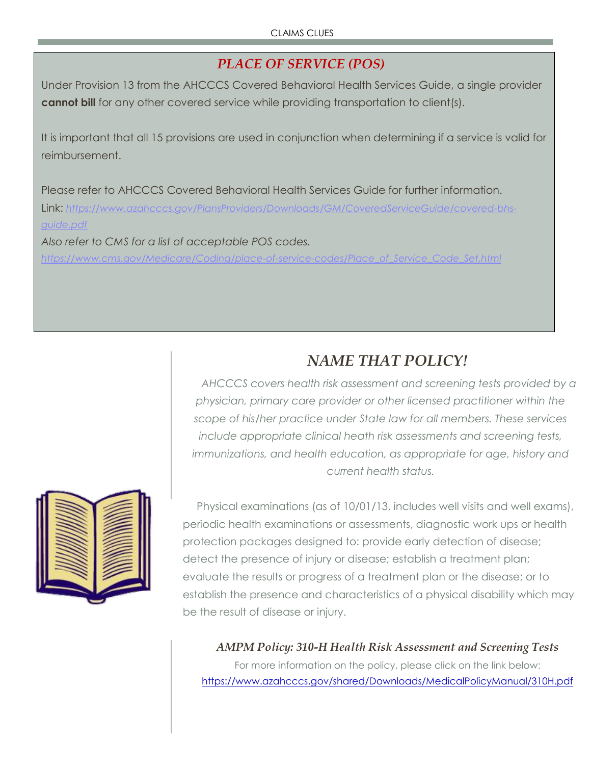## *PLACE OF SERVICE (POS)*

Under Provision 13 from the AHCCCS Covered Behavioral Health Services Guide, a single provider **cannot bill** for any other covered service while providing transportation to client(s).

It is important that all 15 provisions are used in conjunction when determining if a service is valid for reimbursement.

Please refer to AHCCCS Covered Behavioral Health Services Guide for further information.

Link: *https://www.azahcccs.gov/PlansProviders/Downloads/GM/CoveredServiceGuide/covered-bhs-guide.pdf*

*Also refer to CMS for a list of acceptable POS codes.*

*https://www.cms.gov/Medicare/Coding/place-of-service-codes/Place_of_Service_Code_Set.html*

## *NAME THAT POLICY!*

*AHCCCS covers health risk assessment and screening tests provided by a physician, primary care provider or other licensed practitioner within the scope of his/her practice under State law for all members. These services include appropriate clinical heath risk assessments and screening tests, immunizations, and health education, as appropriate for age, history and current health status.*

Physical examinations (as of 10/01/13, includes well visits and well exams), periodic health examinations or assessments, diagnostic work ups or health protection packages designed to: provide early detection of disease; detect the presence of injury or disease; establish a treatment plan; evaluate the results or progress of a treatment plan or the disease; or to establish the presence and characteristics of a physical disability which may be the result of disease or injury.

***AMPM Policy: 310-H Health Risk Assessment and Screening Tests***

For more information on the policy, please click on the link below:

https://www.azahcccs.gov/shared/Downloads/MedicalPolicyManual/310H.pdf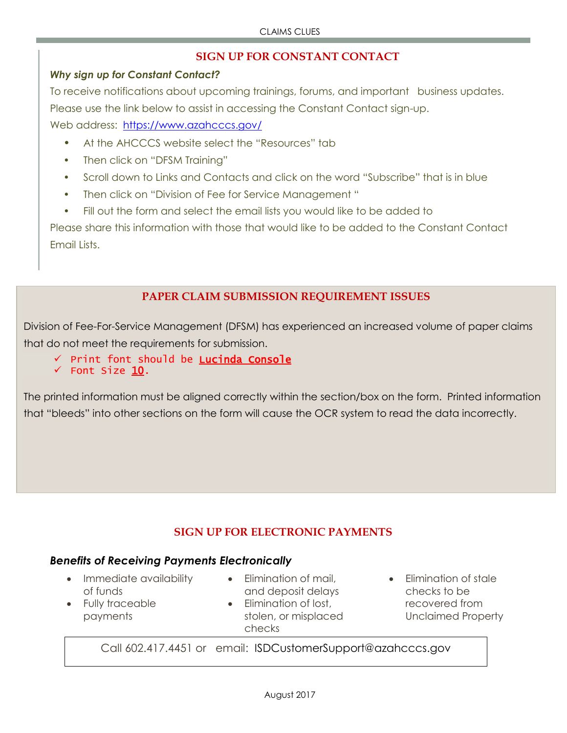## SIGN UP FOR CONSTANT CONTACT

***Why sign up for Constant Contact?***

To receive notifications about upcoming trainings, forums, and important business updates.

Please use the link below to assist in accessing the Constant Contact sign-up.

Web address: https://www.azahcccs.gov/

- At the AHCCCS website select the "Resources" tab
- Then click on "DFSM Training"
- Scroll down to Links and Contacts and click on the word "Subscribe" that is in blue
- Then click on "Division of Fee for Service Management "
- Fill out the form and select the email lists you would like to be added to

Please share this information with those that would like to be added to the Constant Contact Email Lists.

## PAPER CLAIM SUBMISSION REQUIREMENT ISSUES

Division of Fee-For-Service Management (DFSM) has experienced an increased volume of paper claims that do not meet the requirements for submission.

- ✓ Print font should be **Lucinda Console**
- ✓ Font Size **10**.

The printed information must be aligned correctly within the section/box on the form. Printed information that "bleeds" into other sections on the form will cause the OCR system to read the data incorrectly.

## SIGN UP FOR ELECTRONIC PAYMENTS

***Benefits of Receiving Payments Electronically***

- Immediate availability of funds
- Fully traceable payments
- Elimination of mail, and deposit delays
- Elimination of lost, stolen, or misplaced checks
- Elimination of stale checks to be recovered from Unclaimed Property

Call 602.417.4451 or email: ISDCustomerSupport@azahcccs.gov